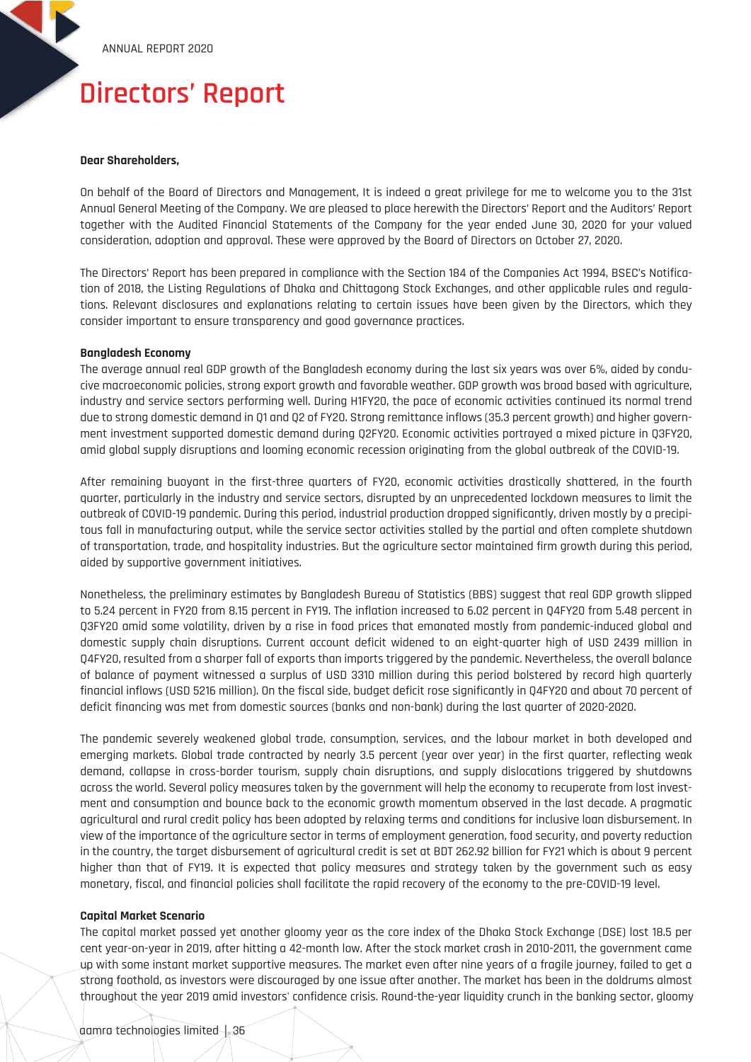# Directors' Report

**Dear Shareholders,**

On behalf of the Board of Directors and Management, It is indeed a great privilege for me to welcome you to the 31st Annual General Meeting of the Company. We are pleased to place herewith the Directors' Report and the Auditors' Report together with the Audited Financial Statements of the Company for the year ended June 30, 2020 for your valued consideration, adoption and approval. These were approved by the Board of Directors on October 27, 2020.

The Directors' Report has been prepared in compliance with the Section 184 of the Companies Act 1994, BSEC's Notification of 2018, the Listing Regulations of Dhaka and Chittagong Stock Exchanges, and other applicable rules and regulations. Relevant disclosures and explanations relating to certain issues have been given by the Directors, which they consider important to ensure transparency and good governance practices.

**Bangladesh Economy**

The average annual real GDP growth of the Bangladesh economy during the last six years was over 6%, aided by conducive macroeconomic policies, strong export growth and favorable weather. GDP growth was broad based with agriculture, industry and service sectors performing well. During H1FY20, the pace of economic activities continued its normal trend due to strong domestic demand in Q1 and Q2 of FY20. Strong remittance inflows (35.3 percent growth) and higher government investment supported domestic demand during Q2FY20. Economic activities portrayed a mixed picture in Q3FY20, amid global supply disruptions and looming economic recession originating from the global outbreak of the COVID-19.

After remaining buoyant in the first-three quarters of FY20, economic activities drastically shattered, in the fourth quarter, particularly in the industry and service sectors, disrupted by an unprecedented lockdown measures to limit the outbreak of COVID-19 pandemic. During this period, industrial production dropped significantly, driven mostly by a precipitous fall in manufacturing output, while the service sector activities stalled by the partial and often complete shutdown of transportation, trade, and hospitality industries. But the agriculture sector maintained firm growth during this period, aided by supportive government initiatives.

Nonetheless, the preliminary estimates by Bangladesh Bureau of Statistics (BBS) suggest that real GDP growth slipped to 5.24 percent in FY20 from 8.15 percent in FY19. The inflation increased to 6.02 percent in Q4FY20 from 5.48 percent in Q3FY20 amid some volatility, driven by a rise in food prices that emanated mostly from pandemic-induced global and domestic supply chain disruptions. Current account deficit widened to an eight-quarter high of USD 2439 million in Q4FY20, resulted from a sharper fall of exports than imports triggered by the pandemic. Nevertheless, the overall balance of balance of payment witnessed a surplus of USD 3310 million during this period bolstered by record high quarterly financial inflows (USD 5216 million). On the fiscal side, budget deficit rose significantly in Q4FY20 and about 70 percent of deficit financing was met from domestic sources (banks and non-bank) during the last quarter of 2020-2020.

The pandemic severely weakened global trade, consumption, services, and the labour market in both developed and emerging markets. Global trade contracted by nearly 3.5 percent (year over year) in the first quarter, reflecting weak demand, collapse in cross-border tourism, supply chain disruptions, and supply dislocations triggered by shutdowns across the world. Several policy measures taken by the government will help the economy to recuperate from lost investment and consumption and bounce back to the economic growth momentum observed in the last decade. A pragmatic agricultural and rural credit policy has been adopted by relaxing terms and conditions for inclusive loan disbursement. In view of the importance of the agriculture sector in terms of employment generation, food security, and poverty reduction in the country, the target disbursement of agricultural credit is set at BDT 262.92 billion for FY21 which is about 9 percent higher than that of FY19. It is expected that policy measures and strategy taken by the government such as easy monetary, fiscal, and financial policies shall facilitate the rapid recovery of the economy to the pre-COVID-19 level.

**Capital Market Scenario**

The capital market passed yet another gloomy year as the core index of the Dhaka Stock Exchange (DSE) lost 18.5 per cent year-on-year in 2019, after hitting a 42-month low. After the stock market crash in 2010-2011, the government came up with some instant market supportive measures. The market even after nine years of a fragile journey, failed to get a strong foothold, as investors were discouraged by one issue after another. The market has been in the doldrums almost throughout the year 2019 amid investors' confidence crisis. Round-the-year liquidity crunch in the banking sector, gloomy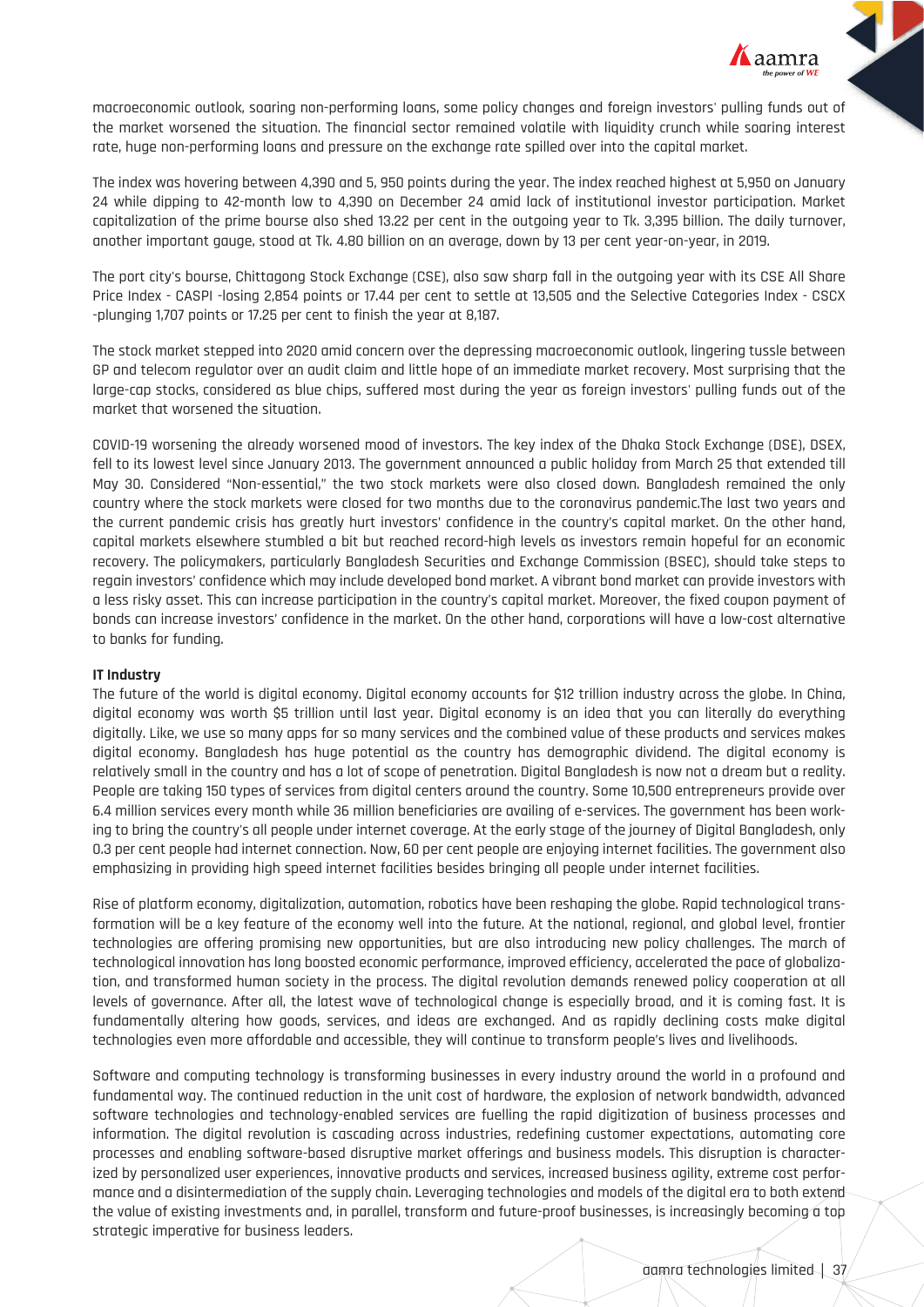macroeconomic outlook, soaring non-performing loans, some policy changes and foreign investors' pulling funds out of the market worsened the situation. The financial sector remained volatile with liquidity crunch while soaring interest rate, huge non-performing loans and pressure on the exchange rate spilled over into the capital market.

The index was hovering between 4,390 and 5, 950 points during the year. The index reached highest at 5,950 on January 24 while dipping to 42-month low to 4,390 on December 24 amid lack of institutional investor participation. Market capitalization of the prime bourse also shed 13.22 per cent in the outgoing year to Tk. 3,395 billion. The daily turnover, another important gauge, stood at Tk. 4.80 billion on an average, down by 13 per cent year-on-year, in 2019.

The port city's bourse, Chittagong Stock Exchange (CSE), also saw sharp fall in the outgoing year with its CSE All Share Price Index - CASPI -losing 2,854 points or 17.44 per cent to settle at 13,505 and the Selective Categories Index - CSCX -plunging 1,707 points or 17.25 per cent to finish the year at 8,187.

The stock market stepped into 2020 amid concern over the depressing macroeconomic outlook, lingering tussle between GP and telecom regulator over an audit claim and little hope of an immediate market recovery. Most surprising that the large-cap stocks, considered as blue chips, suffered most during the year as foreign investors' pulling funds out of the market that worsened the situation.

COVID-19 worsening the already worsened mood of investors. The key index of the Dhaka Stock Exchange (DSE), DSEX, fell to its lowest level since January 2013. The government announced a public holiday from March 25 that extended till May 30. Considered "Non-essential," the two stock markets were also closed down. Bangladesh remained the only country where the stock markets were closed for two months due to the coronavirus pandemic.The last two years and the current pandemic crisis has greatly hurt investors' confidence in the country's capital market. On the other hand, capital markets elsewhere stumbled a bit but reached record-high levels as investors remain hopeful for an economic recovery. The policymakers, particularly Bangladesh Securities and Exchange Commission (BSEC), should take steps to regain investors' confidence which may include developed bond market. A vibrant bond market can provide investors with a less risky asset. This can increase participation in the country's capital market. Moreover, the fixed coupon payment of bonds can increase investors' confidence in the market. On the other hand, corporations will have a low-cost alternative to banks for funding.

**IT Industry**

The future of the world is digital economy. Digital economy accounts for $12 trillion industry across the globe. In China, digital economy was worth $5 trillion until last year. Digital economy is an idea that you can literally do everything digitally. Like, we use so many apps for so many services and the combined value of these products and services makes digital economy. Bangladesh has huge potential as the country has demographic dividend. The digital economy is relatively small in the country and has a lot of scope of penetration. Digital Bangladesh is now not a dream but a reality. People are taking 150 types of services from digital centers around the country. Some 10,500 entrepreneurs provide over 6.4 million services every month while 36 million beneficiaries are availing of e-services. The government has been working to bring the country's all people under internet coverage. At the early stage of the journey of Digital Bangladesh, only 0.3 per cent people had internet connection. Now, 60 per cent people are enjoying internet facilities. The government also emphasizing in providing high speed internet facilities besides bringing all people under internet facilities.

Rise of platform economy, digitalization, automation, robotics have been reshaping the globe. Rapid technological transformation will be a key feature of the economy well into the future. At the national, regional, and global level, frontier technologies are offering promising new opportunities, but are also introducing new policy challenges. The march of technological innovation has long boosted economic performance, improved efficiency, accelerated the pace of globalization, and transformed human society in the process. The digital revolution demands renewed policy cooperation at all levels of governance. After all, the latest wave of technological change is especially broad, and it is coming fast. It is fundamentally altering how goods, services, and ideas are exchanged. And as rapidly declining costs make digital technologies even more affordable and accessible, they will continue to transform people's lives and livelihoods.

Software and computing technology is transforming businesses in every industry around the world in a profound and fundamental way. The continued reduction in the unit cost of hardware, the explosion of network bandwidth, advanced software technologies and technology-enabled services are fuelling the rapid digitization of business processes and information. The digital revolution is cascading across industries, redefining customer expectations, automating core processes and enabling software-based disruptive market offerings and business models. This disruption is characterized by personalized user experiences, innovative products and services, increased business agility, extreme cost performance and a disintermediation of the supply chain. Leveraging technologies and models of the digital era to both extend the value of existing investments and, in parallel, transform and future-proof businesses, is increasingly becoming a top strategic imperative for business leaders.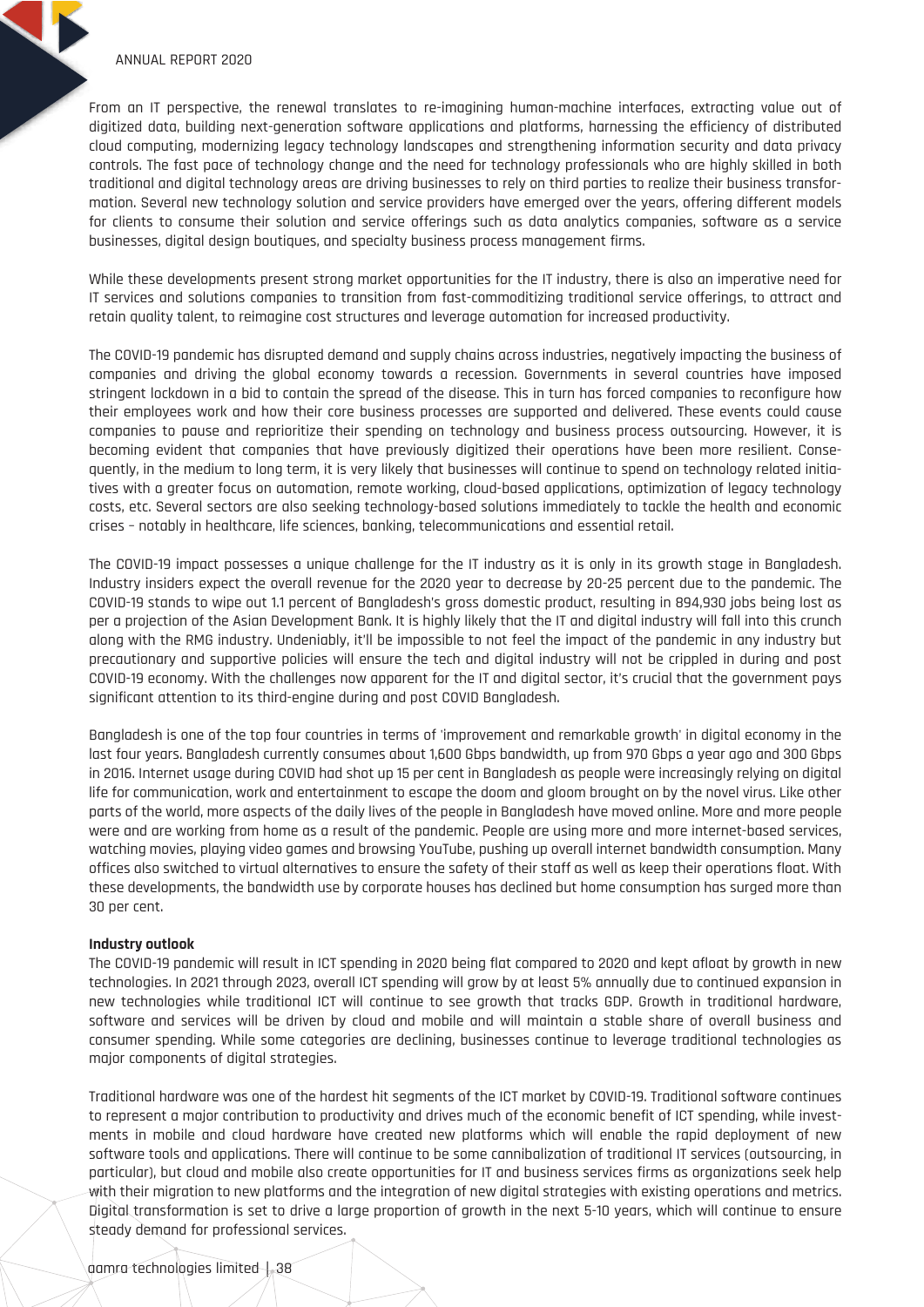From an IT perspective, the renewal translates to re-imagining human-machine interfaces, extracting value out of digitized data, building next-generation software applications and platforms, harnessing the efficiency of distributed cloud computing, modernizing legacy technology landscapes and strengthening information security and data privacy controls. The fast pace of technology change and the need for technology professionals who are highly skilled in both traditional and digital technology areas are driving businesses to rely on third parties to realize their business transformation. Several new technology solution and service providers have emerged over the years, offering different models for clients to consume their solution and service offerings such as data analytics companies, software as a service businesses, digital design boutiques, and specialty business process management firms.

While these developments present strong market opportunities for the IT industry, there is also an imperative need for IT services and solutions companies to transition from fast-commoditizing traditional service offerings, to attract and retain quality talent, to reimagine cost structures and leverage automation for increased productivity.

The COVID-19 pandemic has disrupted demand and supply chains across industries, negatively impacting the business of companies and driving the global economy towards a recession. Governments in several countries have imposed stringent lockdown in a bid to contain the spread of the disease. This in turn has forced companies to reconfigure how their employees work and how their core business processes are supported and delivered. These events could cause companies to pause and reprioritize their spending on technology and business process outsourcing. However, it is becoming evident that companies that have previously digitized their operations have been more resilient. Consequently, in the medium to long term, it is very likely that businesses will continue to spend on technology related initiatives with a greater focus on automation, remote working, cloud-based applications, optimization of legacy technology costs, etc. Several sectors are also seeking technology-based solutions immediately to tackle the health and economic crises – notably in healthcare, life sciences, banking, telecommunications and essential retail.

The COVID-19 impact possesses a unique challenge for the IT industry as it is only in its growth stage in Bangladesh. Industry insiders expect the overall revenue for the 2020 year to decrease by 20-25 percent due to the pandemic. The COVID-19 stands to wipe out 1.1 percent of Bangladesh's gross domestic product, resulting in 894,930 jobs being lost as per a projection of the Asian Development Bank. It is highly likely that the IT and digital industry will fall into this crunch along with the RMG industry. Undeniably, it'll be impossible to not feel the impact of the pandemic in any industry but precautionary and supportive policies will ensure the tech and digital industry will not be crippled in during and post COVID-19 economy. With the challenges now apparent for the IT and digital sector, it's crucial that the government pays significant attention to its third-engine during and post COVID Bangladesh.

Bangladesh is one of the top four countries in terms of 'improvement and remarkable growth' in digital economy in the last four years. Bangladesh currently consumes about 1,600 Gbps bandwidth, up from 970 Gbps a year ago and 300 Gbps in 2016. Internet usage during COVID had shot up 15 per cent in Bangladesh as people were increasingly relying on digital life for communication, work and entertainment to escape the doom and gloom brought on by the novel virus. Like other parts of the world, more aspects of the daily lives of the people in Bangladesh have moved online. More and more people were and are working from home as a result of the pandemic. People are using more and more internet-based services, watching movies, playing video games and browsing YouTube, pushing up overall internet bandwidth consumption. Many offices also switched to virtual alternatives to ensure the safety of their staff as well as keep their operations float. With these developments, the bandwidth use by corporate houses has declined but home consumption has surged more than 30 per cent.

**Industry outlook**

The COVID-19 pandemic will result in ICT spending in 2020 being flat compared to 2020 and kept afloat by growth in new technologies. In 2021 through 2023, overall ICT spending will grow by at least 5% annually due to continued expansion in new technologies while traditional ICT will continue to see growth that tracks GDP. Growth in traditional hardware, software and services will be driven by cloud and mobile and will maintain a stable share of overall business and consumer spending. While some categories are declining, businesses continue to leverage traditional technologies as major components of digital strategies.

Traditional hardware was one of the hardest hit segments of the ICT market by COVID-19. Traditional software continues to represent a major contribution to productivity and drives much of the economic benefit of ICT spending, while investments in mobile and cloud hardware have created new platforms which will enable the rapid deployment of new software tools and applications. There will continue to be some cannibalization of traditional IT services (outsourcing, in particular), but cloud and mobile also create opportunities for IT and business services firms as organizations seek help with their migration to new platforms and the integration of new digital strategies with existing operations and metrics. Digital transformation is set to drive a large proportion of growth in the next 5-10 years, which will continue to ensure steady demand for professional services.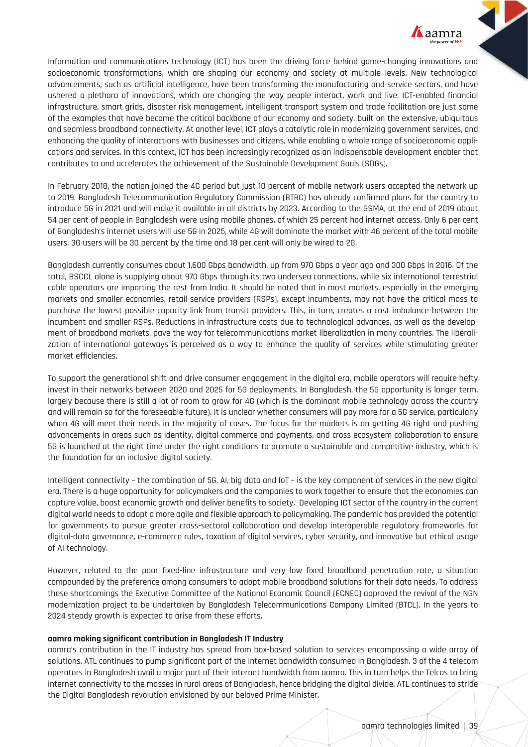Information and communications technology (ICT) has been the driving force behind game-changing innovations and socioeconomic transformations, which are shaping our economy and society at multiple levels. New technological advancements, such as artificial intelligence, have been transforming the manufacturing and service sectors, and have ushered a plethora of innovations, which are changing the way people interact, work and live. ICT-enabled financial infrastructure, smart grids, disaster risk management, intelligent transport system and trade facilitation are just some of the examples that have become the critical backbone of our economy and society, built on the extensive, ubiquitous and seamless broadband connectivity. At another level, ICT plays a catalytic role in modernizing government services, and enhancing the quality of interactions with businesses and citizens, while enabling a whole range of socioeconomic applications and services. In this context, ICT has been increasingly recognized as an indispensable development enabler that contributes to and accelerates the achievement of the Sustainable Development Goals (SDGs).

In February 2018, the nation joined the 4G period but just 10 percent of mobile network users accepted the network up to 2019. Bangladesh Telecommunication Regulatory Commission (BTRC) has already confirmed plans for the country to introduce 5G in 2021 and will make it available in all districts by 2023. According to the GSMA, at the end of 2019 about 54 per cent of people in Bangladesh were using mobile phones, of which 25 percent had internet access. Only 6 per cent of Bangladesh's internet users will use 5G in 2025, while 4G will dominate the market with 46 percent of the total mobile users. 3G users will be 30 percent by the time and 18 per cent will only be wired to 2G.

Bangladesh currently consumes about 1,600 Gbps bandwidth, up from 970 Gbps a year ago and 300 Gbps in 2016. Of the total, BSCCL alone is supplying about 970 Gbps through its two undersea connections, while six international terrestrial cable operators are importing the rest from India. It should be noted that in most markets, especially in the emerging markets and smaller economies, retail service providers (RSPs), except incumbents, may not have the critical mass to purchase the lowest possible capacity link from transit providers. This, in turn, creates a cost imbalance between the incumbent and smaller RSPs. Reductions in infrastructure costs due to technological advances, as well as the development of broadband markets, pave the way for telecommunications market liberalization in many countries. The liberalization of international gateways is perceived as a way to enhance the quality of services while stimulating greater market efficiencies.

To support the generational shift and drive consumer engagement in the digital era, mobile operators will require hefty invest in their networks between 2020 and 2025 for 5G deployments. In Bangladesh, the 5G opportunity is longer term, largely because there is still a lot of room to grow for 4G (which is the dominant mobile technology across the country and will remain so for the foreseeable future). It is unclear whether consumers will pay more for a 5G service, particularly when 4G will meet their needs in the majority of cases. The focus for the markets is on getting 4G right and pushing advancements in areas such as identity, digital commerce and payments, and cross ecosystem collaboration to ensure 5G is launched at the right time under the right conditions to promote a sustainable and competitive industry, which is the foundation for an inclusive digital society.

Intelligent connectivity – the combination of 5G, AI, big data and IoT – is the key component of services in the new digital era. There is a huge opportunity for policymakers and the companies to work together to ensure that the economies can capture value, boost economic growth and deliver benefits to society. Developing ICT sector of the country in the current digital world needs to adopt a more agile and flexible approach to policymaking. The pandemic has provided the potential for governments to pursue greater cross-sectoral collaboration and develop interoperable regulatory frameworks for digital-data governance, e-commerce rules, taxation of digital services, cyber security, and innovative but ethical usage of AI technology.

However, related to the poor fixed-line infrastructure and very low fixed broadband penetration rate, a situation compounded by the preference among consumers to adopt mobile broadband solutions for their data needs. To address these shortcomings the Executive Committee of the National Economic Council (ECNEC) approved the revival of the NGN modernization project to be undertaken by Bangladesh Telecommunications Company Limited (BTCL). In the years to 2024 steady growth is expected to arise from these efforts.

**aamra making significant contribution in Bangladesh IT Industry**

aamra's contribution in the IT industry has spread from box-based solution to services encompassing a wide array of solutions. ATL continues to pump significant part of the internet bandwidth consumed in Bangladesh. 3 of the 4 telecom operators in Bangladesh avail a major part of their internet bandwidth from aamra. This in turn helps the Telcos to bring internet connectivity to the masses in rural areas of Bangladesh, hence bridging the digital divide. ATL continues to stride the Digital Bangladesh revolution envisioned by our beloved Prime Minister.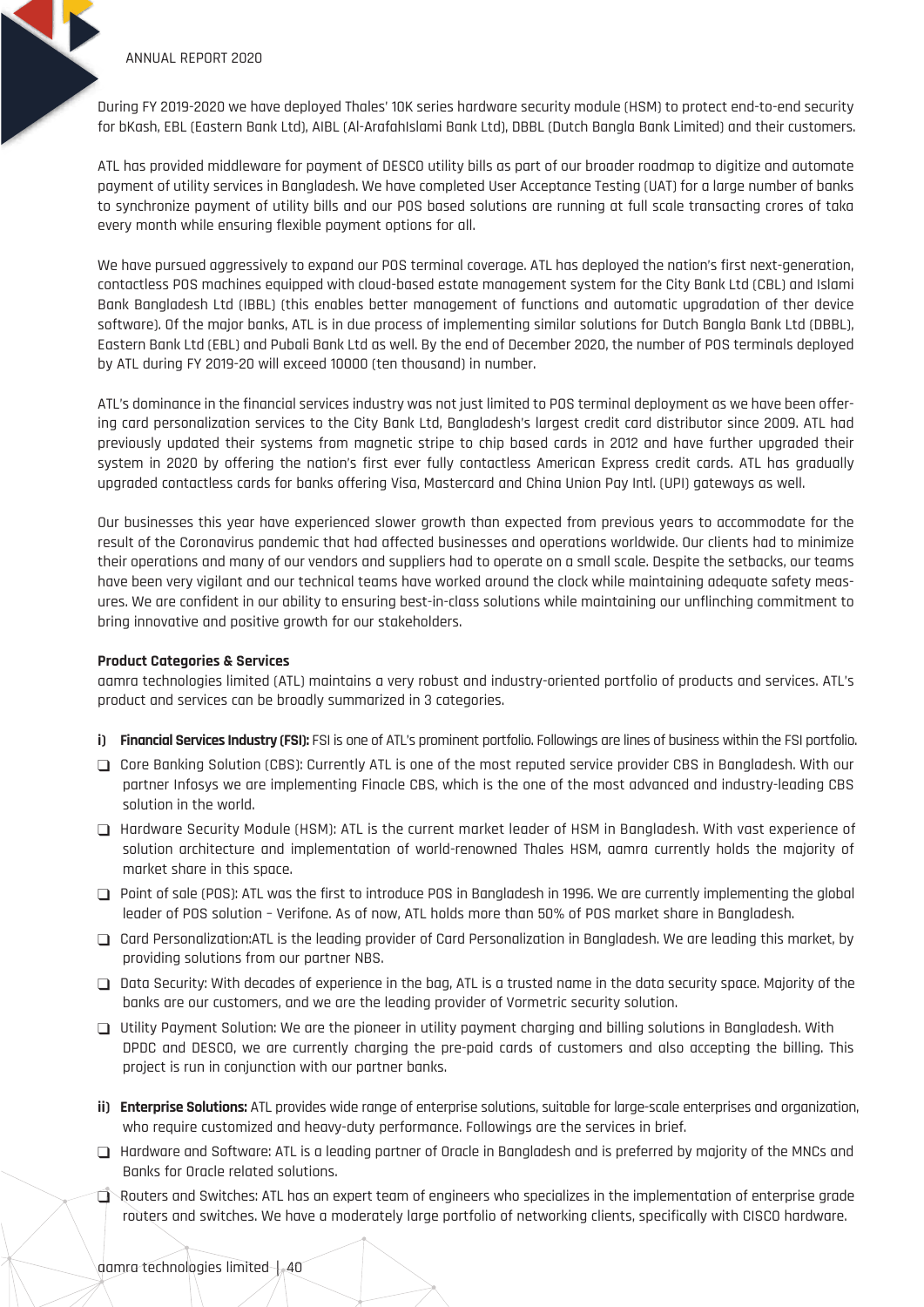During FY 2019-2020 we have deployed Thales' 10K series hardware security module (HSM) to protect end-to-end security for bKash, EBL (Eastern Bank Ltd), AIBL (Al-ArafahIslami Bank Ltd), DBBL (Dutch Bangla Bank Limited) and their customers.

ATL has provided middleware for payment of DESCO utility bills as part of our broader roadmap to digitize and automate payment of utility services in Bangladesh. We have completed User Acceptance Testing (UAT) for a large number of banks to synchronize payment of utility bills and our POS based solutions are running at full scale transacting crores of taka every month while ensuring flexible payment options for all.

We have pursued aggressively to expand our POS terminal coverage. ATL has deployed the nation's first next-generation, contactless POS machines equipped with cloud-based estate management system for the City Bank Ltd (CBL) and Islami Bank Bangladesh Ltd (IBBL) (this enables better management of functions and automatic upgradation of ther device software). Of the major banks, ATL is in due process of implementing similar solutions for Dutch Bangla Bank Ltd (DBBL), Eastern Bank Ltd (EBL) and Pubali Bank Ltd as well. By the end of December 2020, the number of POS terminals deployed by ATL during FY 2019-20 will exceed 10000 (ten thousand) in number.

ATL's dominance in the financial services industry was not just limited to POS terminal deployment as we have been offering card personalization services to the City Bank Ltd, Bangladesh's largest credit card distributor since 2009. ATL had previously updated their systems from magnetic stripe to chip based cards in 2012 and have further upgraded their system in 2020 by offering the nation's first ever fully contactless American Express credit cards. ATL has gradually upgraded contactless cards for banks offering Visa, Mastercard and China Union Pay Intl. (UPI) gateways as well.

Our businesses this year have experienced slower growth than expected from previous years to accommodate for the result of the Coronavirus pandemic that had affected businesses and operations worldwide. Our clients had to minimize their operations and many of our vendors and suppliers had to operate on a small scale. Despite the setbacks, our teams have been very vigilant and our technical teams have worked around the clock while maintaining adequate safety measures. We are confident in our ability to ensuring best-in-class solutions while maintaining our unflinching commitment to bring innovative and positive growth for our stakeholders.

**Product Categories & Services**

aamra technologies limited (ATL) maintains a very robust and industry-oriented portfolio of products and services. ATL's product and services can be broadly summarized in 3 categories.

**i) Financial Services Industry (FSI):** FSI is one of ATL's prominent portfolio. Followings are lines of business within the FSI portfolio.

- Core Banking Solution (CBS): Currently ATL is one of the most reputed service provider CBS in Bangladesh. With our partner Infosys we are implementing Finacle CBS, which is the one of the most advanced and industry-leading CBS solution in the world.
- Hardware Security Module (HSM): ATL is the current market leader of HSM in Bangladesh. With vast experience of solution architecture and implementation of world-renowned Thales HSM, aamra currently holds the majority of market share in this space.
- Point of sale (POS): ATL was the first to introduce POS in Bangladesh in 1996. We are currently implementing the global leader of POS solution – Verifone. As of now, ATL holds more than 50% of POS market share in Bangladesh.
- Card Personalization:ATL is the leading provider of Card Personalization in Bangladesh. We are leading this market, by providing solutions from our partner NBS.
- Data Security: With decades of experience in the bag, ATL is a trusted name in the data security space. Majority of the banks are our customers, and we are the leading provider of Vormetric security solution.
- Utility Payment Solution: We are the pioneer in utility payment charging and billing solutions in Bangladesh. With DPDC and DESCO, we are currently charging the pre-paid cards of customers and also accepting the billing. This project is run in conjunction with our partner banks.

**ii) Enterprise Solutions:** ATL provides wide range of enterprise solutions, suitable for large-scale enterprises and organization, who require customized and heavy-duty performance. Followings are the services in brief.

- Hardware and Software: ATL is a leading partner of Oracle in Bangladesh and is preferred by majority of the MNCs and Banks for Oracle related solutions.
- Routers and Switches: ATL has an expert team of engineers who specializes in the implementation of enterprise grade routers and switches. We have a moderately large portfolio of networking clients, specifically with CISCO hardware.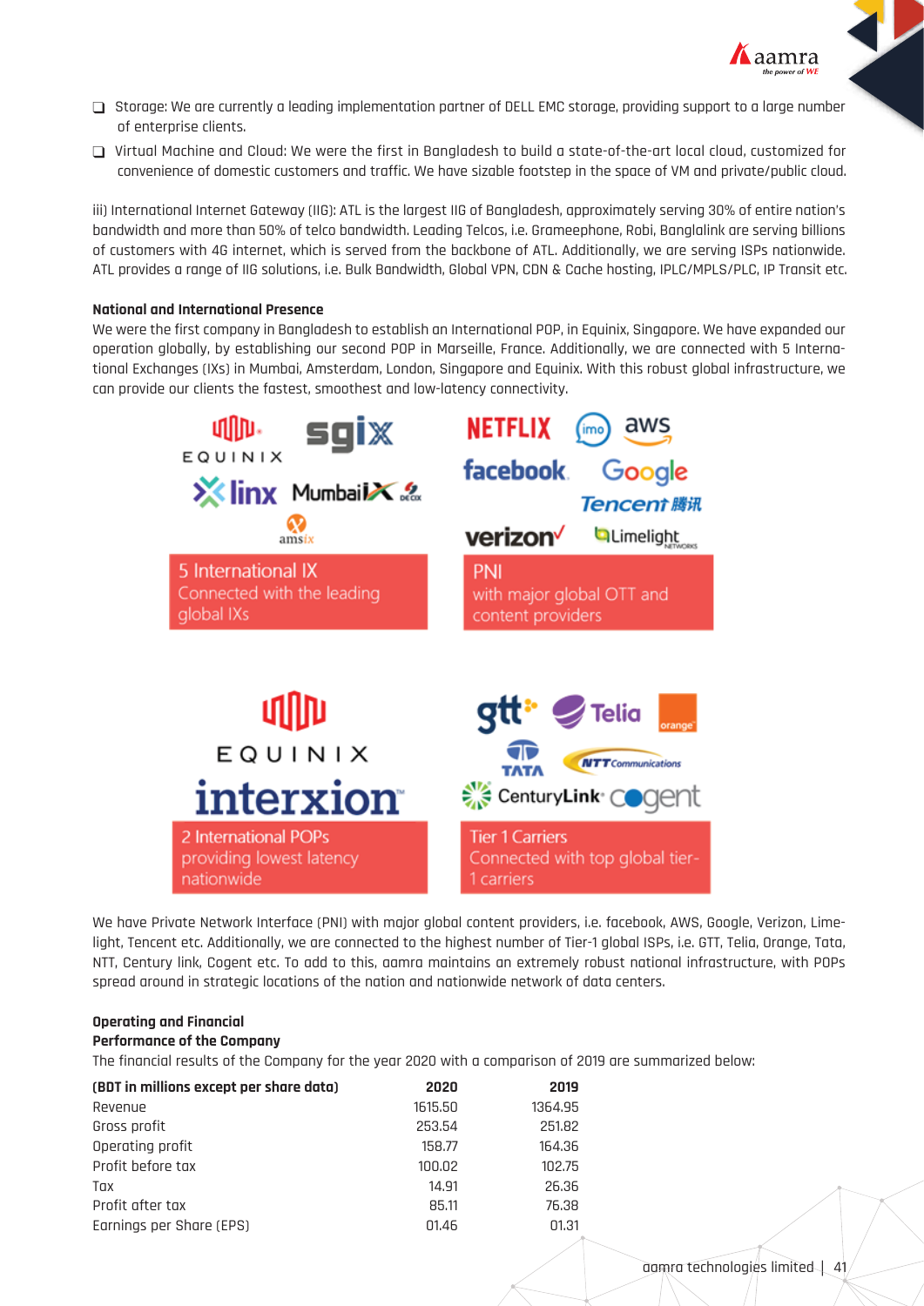- Storage: We are currently a leading implementation partner of DELL EMC storage, providing support to a large number of enterprise clients.
- Virtual Machine and Cloud: We were the first in Bangladesh to build a state-of-the-art local cloud, customized for convenience of domestic customers and traffic. We have sizable footstep in the space of VM and private/public cloud.

iii) International Internet Gateway (IIG): ATL is the largest IIG of Bangladesh, approximately serving 30% of entire nation's bandwidth and more than 50% of telco bandwidth. Leading Telcos, i.e. Grameephone, Robi, Banglalink are serving billions of customers with 4G internet, which is served from the backbone of ATL. Additionally, we are serving ISPs nationwide. ATL provides a range of IIG solutions, i.e. Bulk Bandwidth, Global VPN, CDN & Cache hosting, IPLC/MPLS/PLC, IP Transit etc.

**National and International Presence**

We were the first company in Bangladesh to establish an International POP, in Equinix, Singapore. We have expanded our operation globally, by establishing our second POP in Marseille, France. Additionally, we are connected with 5 International Exchanges (IXs) in Mumbai, Amsterdam, London, Singapore and Equinix. With this robust global infrastructure, we can provide our clients the fastest, smoothest and low-latency connectivity.

5 International IX
Connected with the leading global IXs

PNI
with major global OTT and content providers

2 International POPs
providing lowest latency nationwide

Tier 1 Carriers
Connected with top global tier-1 carriers

We have Private Network Interface (PNI) with major global content providers, i.e. facebook, AWS, Google, Verizon, Limelight, Tencent etc. Additionally, we are connected to the highest number of Tier-1 global ISPs, i.e. GTT, Telia, Orange, Tata, NTT, Century link, Cogent etc. To add to this, aamra maintains an extremely robust national infrastructure, with POPs spread around in strategic locations of the nation and nationwide network of data centers.

**Operating and Financial Performance of the Company**

The financial results of the Company for the year 2020 with a comparison of 2019 are summarized below:

| (BDT in millions except per share data) | 2020 | 2019 |
|---|---|---|
| Revenue | 1615.50 | 1364.95 |
| Gross profit | 253.54 | 251.82 |
| Operating profit | 158.77 | 164.36 |
| Profit before tax | 100.02 | 102.75 |
| Tax | 14.91 | 26.36 |
| Profit after tax | 85.11 | 76.38 |
| Earnings per Share (EPS) | 01.46 | 01.31 |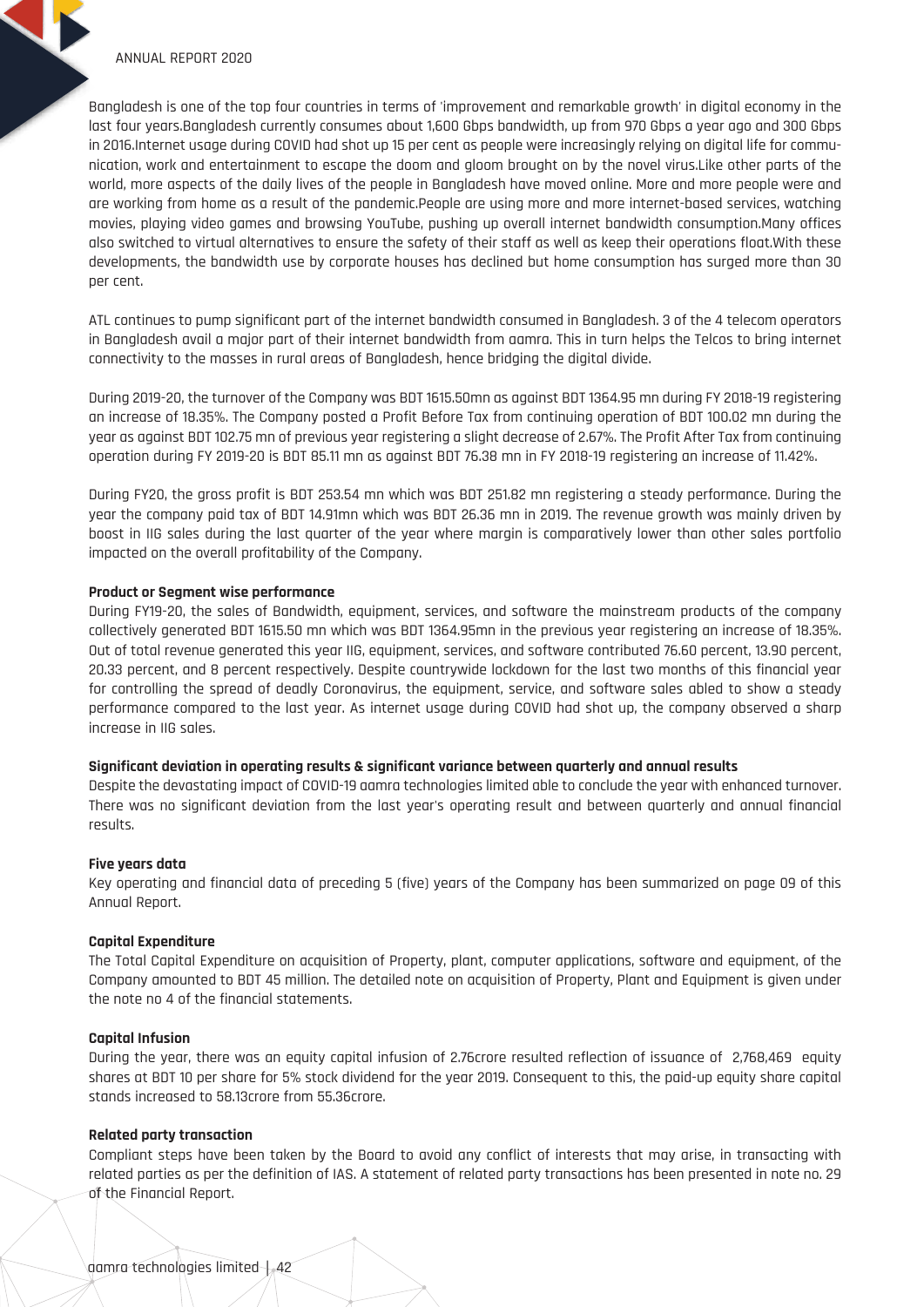Bangladesh is one of the top four countries in terms of 'improvement and remarkable growth' in digital economy in the last four years.Bangladesh currently consumes about 1,600 Gbps bandwidth, up from 970 Gbps a year ago and 300 Gbps in 2016.Internet usage during COVID had shot up 15 per cent as people were increasingly relying on digital life for communication, work and entertainment to escape the doom and gloom brought on by the novel virus.Like other parts of the world, more aspects of the daily lives of the people in Bangladesh have moved online. More and more people were and are working from home as a result of the pandemic.People are using more and more internet-based services, watching movies, playing video games and browsing YouTube, pushing up overall internet bandwidth consumption.Many offices also switched to virtual alternatives to ensure the safety of their staff as well as keep their operations float.With these developments, the bandwidth use by corporate houses has declined but home consumption has surged more than 30 per cent.

ATL continues to pump significant part of the internet bandwidth consumed in Bangladesh. 3 of the 4 telecom operators in Bangladesh avail a major part of their internet bandwidth from aamra. This in turn helps the Telcos to bring internet connectivity to the masses in rural areas of Bangladesh, hence bridging the digital divide.

During 2019-20, the turnover of the Company was BDT 1615.50mn as against BDT 1364.95 mn during FY 2018-19 registering an increase of 18.35%. The Company posted a Profit Before Tax from continuing operation of BDT 100.02 mn during the year as against BDT 102.75 mn of previous year registering a slight decrease of 2.67%. The Profit After Tax from continuing operation during FY 2019-20 is BDT 85.11 mn as against BDT 76.38 mn in FY 2018-19 registering an increase of 11.42%.

During FY20, the gross profit is BDT 253.54 mn which was BDT 251.82 mn registering a steady performance. During the year the company paid tax of BDT 14.91mn which was BDT 26.36 mn in 2019. The revenue growth was mainly driven by boost in IIG sales during the last quarter of the year where margin is comparatively lower than other sales portfolio impacted on the overall profitability of the Company.

**Product or Segment wise performance**

During FY19-20, the sales of Bandwidth, equipment, services, and software the mainstream products of the company collectively generated BDT 1615.50 mn which was BDT 1364.95mn in the previous year registering an increase of 18.35%. Out of total revenue generated this year IIG, equipment, services, and software contributed 76.60 percent, 13.90 percent, 20.33 percent, and 8 percent respectively. Despite countrywide lockdown for the last two months of this financial year for controlling the spread of deadly Coronavirus, the equipment, service, and software sales abled to show a steady performance compared to the last year. As internet usage during COVID had shot up, the company observed a sharp increase in IIG sales.

**Significant deviation in operating results & significant variance between quarterly and annual results**

Despite the devastating impact of COVID-19 aamra technologies limited able to conclude the year with enhanced turnover. There was no significant deviation from the last year's operating result and between quarterly and annual financial results.

**Five years data**

Key operating and financial data of preceding 5 (five) years of the Company has been summarized on page 09 of this Annual Report.

**Capital Expenditure**

The Total Capital Expenditure on acquisition of Property, plant, computer applications, software and equipment, of the Company amounted to BDT 45 million. The detailed note on acquisition of Property, Plant and Equipment is given under the note no 4 of the financial statements.

**Capital Infusion**

During the year, there was an equity capital infusion of 2.76crore resulted reflection of issuance of 2,768,469 equity shares at BDT 10 per share for 5% stock dividend for the year 2019. Consequent to this, the paid-up equity share capital stands increased to 58.13crore from 55.36crore.

**Related party transaction**

Compliant steps have been taken by the Board to avoid any conflict of interests that may arise, in transacting with related parties as per the definition of IAS. A statement of related party transactions has been presented in note no. 29 of the Financial Report.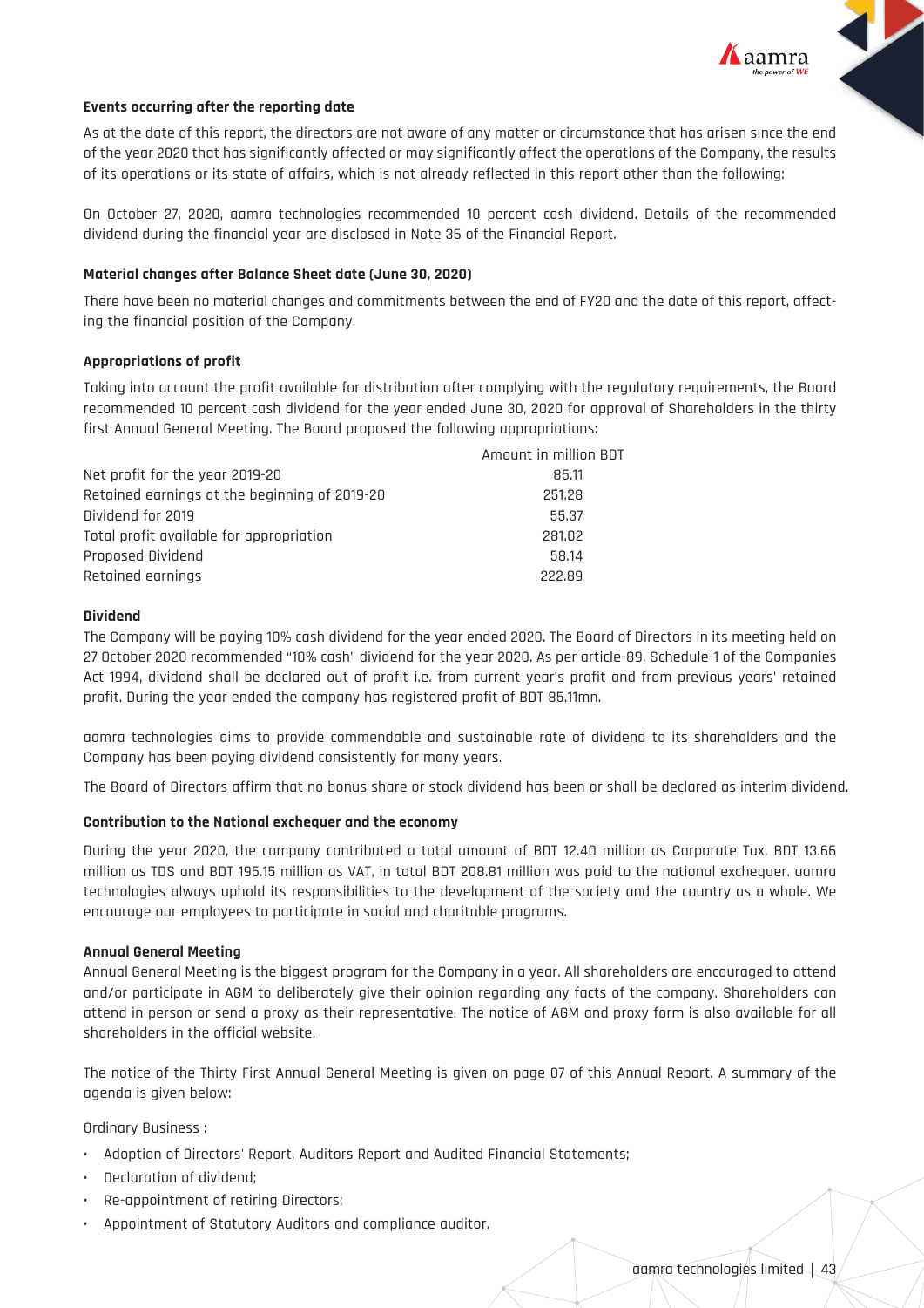### Events occurring after the reporting date

As at the date of this report, the directors are not aware of any matter or circumstance that has arisen since the end of the year 2020 that has significantly affected or may significantly affect the operations of the Company, the results of its operations or its state of affairs, which is not already reflected in this report other than the following:

On October 27, 2020, aamra technologies recommended 10 percent cash dividend. Details of the recommended dividend during the financial year are disclosed in Note 36 of the Financial Report.

### Material changes after Balance Sheet date (June 30, 2020)

There have been no material changes and commitments between the end of FY20 and the date of this report, affecting the financial position of the Company.

### Appropriations of profit

Taking into account the profit available for distribution after complying with the regulatory requirements, the Board recommended 10 percent cash dividend for the year ended June 30, 2020 for approval of Shareholders in the thirty first Annual General Meeting. The Board proposed the following appropriations:

| | Amount in million BDT |
|---|---|
| Net profit for the year 2019-20 | 85.11 |
| Retained earnings at the beginning of 2019-20 | 251.28 |
| Dividend for 2019 | 55.37 |
| Total profit available for appropriation | 281.02 |
| Proposed Dividend | 58.14 |
| Retained earnings | 222.89 |

### Dividend

The Company will be paying 10% cash dividend for the year ended 2020. The Board of Directors in its meeting held on 27 October 2020 recommended "10% cash" dividend for the year 2020. As per article-89, Schedule-1 of the Companies Act 1994, dividend shall be declared out of profit i.e. from current year's profit and from previous years' retained profit. During the year ended the company has registered profit of BDT 85.11mn.

aamra technologies aims to provide commendable and sustainable rate of dividend to its shareholders and the Company has been paying dividend consistently for many years.

The Board of Directors affirm that no bonus share or stock dividend has been or shall be declared as interim dividend.

### Contribution to the National exchequer and the economy

During the year 2020, the company contributed a total amount of BDT 12.40 million as Corporate Tax, BDT 13.66 million as TDS and BDT 195.15 million as VAT, in total BDT 208.81 million was paid to the national exchequer. aamra technologies always uphold its responsibilities to the development of the society and the country as a whole. We encourage our employees to participate in social and charitable programs.

### Annual General Meeting

Annual General Meeting is the biggest program for the Company in a year. All shareholders are encouraged to attend and/or participate in AGM to deliberately give their opinion regarding any facts of the company. Shareholders can attend in person or send a proxy as their representative. The notice of AGM and proxy form is also available for all shareholders in the official website.

The notice of the Thirty First Annual General Meeting is given on page 07 of this Annual Report. A summary of the agenda is given below:

Ordinary Business :

- Adoption of Directors' Report, Auditors Report and Audited Financial Statements;
- Declaration of dividend;
- Re-appointment of retiring Directors;
- Appointment of Statutory Auditors and compliance auditor.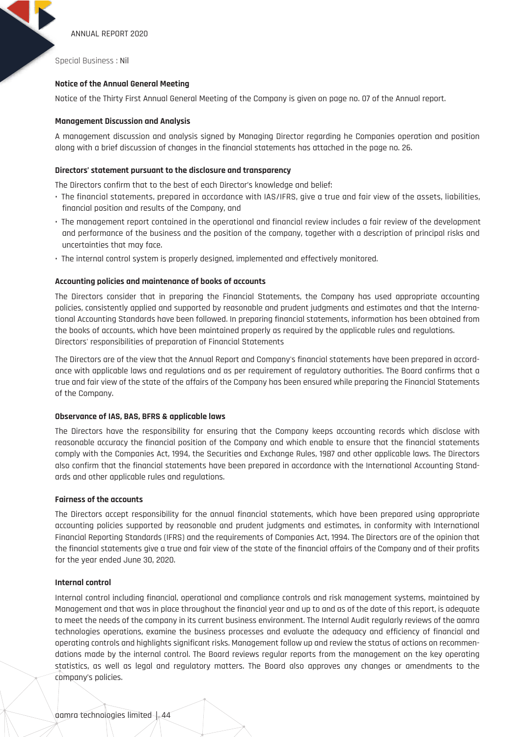Special Business : Nil

**Notice of the Annual General Meeting**

Notice of the Thirty First Annual General Meeting of the Company is given on page no. 07 of the Annual report.

**Management Discussion and Analysis**

A management discussion and analysis signed by Managing Director regarding he Companies operation and position along with a brief discussion of changes in the financial statements has attached in the page no. 26.

**Directors' statement pursuant to the disclosure and transparency**

The Directors confirm that to the best of each Director's knowledge and belief:

- The financial statements, prepared in accordance with IAS/IFRS, give a true and fair view of the assets, liabilities, financial position and results of the Company, and
- The management report contained in the operational and financial review includes a fair review of the development and performance of the business and the position of the company, together with a description of principal risks and uncertainties that may face.
- The internal control system is properly designed, implemented and effectively monitored.

**Accounting policies and maintenance of books of accounts**

The Directors consider that in preparing the Financial Statements, the Company has used appropriate accounting policies, consistently applied and supported by reasonable and prudent judgments and estimates and that the International Accounting Standards have been followed. In preparing financial statements, information has been obtained from the books of accounts, which have been maintained properly as required by the applicable rules and regulations.
Directors' responsibilities of preparation of Financial Statements

The Directors are of the view that the Annual Report and Company's financial statements have been prepared in accordance with applicable laws and regulations and as per requirement of regulatory authorities. The Board confirms that a true and fair view of the state of the affairs of the Company has been ensured while preparing the Financial Statements of the Company.

**Observance of IAS, BAS, BFRS & applicable laws**

The Directors have the responsibility for ensuring that the Company keeps accounting records which disclose with reasonable accuracy the financial position of the Company and which enable to ensure that the financial statements comply with the Companies Act, 1994, the Securities and Exchange Rules, 1987 and other applicable laws. The Directors also confirm that the financial statements have been prepared in accordance with the International Accounting Standards and other applicable rules and regulations.

**Fairness of the accounts**

The Directors accept responsibility for the annual financial statements, which have been prepared using appropriate accounting policies supported by reasonable and prudent judgments and estimates, in conformity with International Financial Reporting Standards (IFRS) and the requirements of Companies Act, 1994. The Directors are of the opinion that the financial statements give a true and fair view of the state of the financial affairs of the Company and of their profits for the year ended June 30, 2020.

**Internal control**

Internal control including financial, operational and compliance controls and risk management systems, maintained by Management and that was in place throughout the financial year and up to and as of the date of this report, is adequate to meet the needs of the company in its current business environment. The Internal Audit regularly reviews of the aamra technologies operations, examine the business processes and evaluate the adequacy and efficiency of financial and operating controls and highlights significant risks. Management follow up and review the status of actions on recommendations made by the internal control. The Board reviews regular reports from the management on the key operating statistics, as well as legal and regulatory matters. The Board also approves any changes or amendments to the company's policies.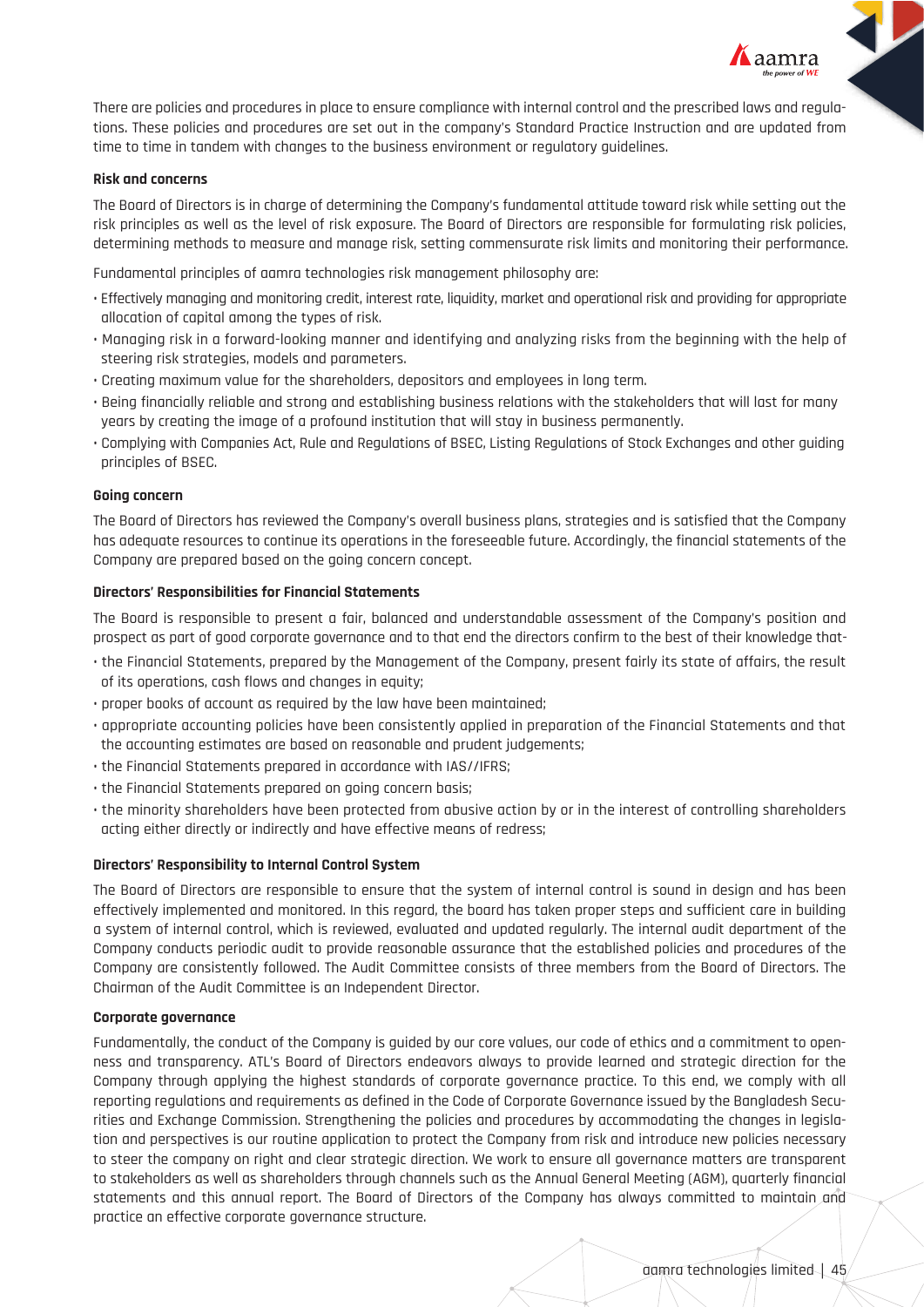There are policies and procedures in place to ensure compliance with internal control and the prescribed laws and regulations. These policies and procedures are set out in the company's Standard Practice Instruction and are updated from time to time in tandem with changes to the business environment or regulatory guidelines.

**Risk and concerns**

The Board of Directors is in charge of determining the Company's fundamental attitude toward risk while setting out the risk principles as well as the level of risk exposure. The Board of Directors are responsible for formulating risk policies, determining methods to measure and manage risk, setting commensurate risk limits and monitoring their performance.

Fundamental principles of aamra technologies risk management philosophy are:

- Effectively managing and monitoring credit, interest rate, liquidity, market and operational risk and providing for appropriate allocation of capital among the types of risk.
- Managing risk in a forward-looking manner and identifying and analyzing risks from the beginning with the help of steering risk strategies, models and parameters.
- Creating maximum value for the shareholders, depositors and employees in long term.
- Being financially reliable and strong and establishing business relations with the stakeholders that will last for many years by creating the image of a profound institution that will stay in business permanently.
- Complying with Companies Act, Rule and Regulations of BSEC, Listing Regulations of Stock Exchanges and other guiding principles of BSEC.

**Going concern**

The Board of Directors has reviewed the Company's overall business plans, strategies and is satisfied that the Company has adequate resources to continue its operations in the foreseeable future. Accordingly, the financial statements of the Company are prepared based on the going concern concept.

**Directors' Responsibilities for Financial Statements**

The Board is responsible to present a fair, balanced and understandable assessment of the Company's position and prospect as part of good corporate governance and to that end the directors confirm to the best of their knowledge that-

- the Financial Statements, prepared by the Management of the Company, present fairly its state of affairs, the result of its operations, cash flows and changes in equity;
- proper books of account as required by the law have been maintained;
- appropriate accounting policies have been consistently applied in preparation of the Financial Statements and that the accounting estimates are based on reasonable and prudent judgements;
- the Financial Statements prepared in accordance with IAS//IFRS;
- the Financial Statements prepared on going concern basis;
- the minority shareholders have been protected from abusive action by or in the interest of controlling shareholders acting either directly or indirectly and have effective means of redress;

**Directors' Responsibility to Internal Control System**

The Board of Directors are responsible to ensure that the system of internal control is sound in design and has been effectively implemented and monitored. In this regard, the board has taken proper steps and sufficient care in building a system of internal control, which is reviewed, evaluated and updated regularly. The internal audit department of the Company conducts periodic audit to provide reasonable assurance that the established policies and procedures of the Company are consistently followed. The Audit Committee consists of three members from the Board of Directors. The Chairman of the Audit Committee is an Independent Director.

**Corporate governance**

Fundamentally, the conduct of the Company is guided by our core values, our code of ethics and a commitment to openness and transparency. ATL's Board of Directors endeavors always to provide learned and strategic direction for the Company through applying the highest standards of corporate governance practice. To this end, we comply with all reporting regulations and requirements as defined in the Code of Corporate Governance issued by the Bangladesh Securities and Exchange Commission. Strengthening the policies and procedures by accommodating the changes in legislation and perspectives is our routine application to protect the Company from risk and introduce new policies necessary to steer the company on right and clear strategic direction. We work to ensure all governance matters are transparent to stakeholders as well as shareholders through channels such as the Annual General Meeting (AGM), quarterly financial statements and this annual report. The Board of Directors of the Company has always committed to maintain and practice an effective corporate governance structure.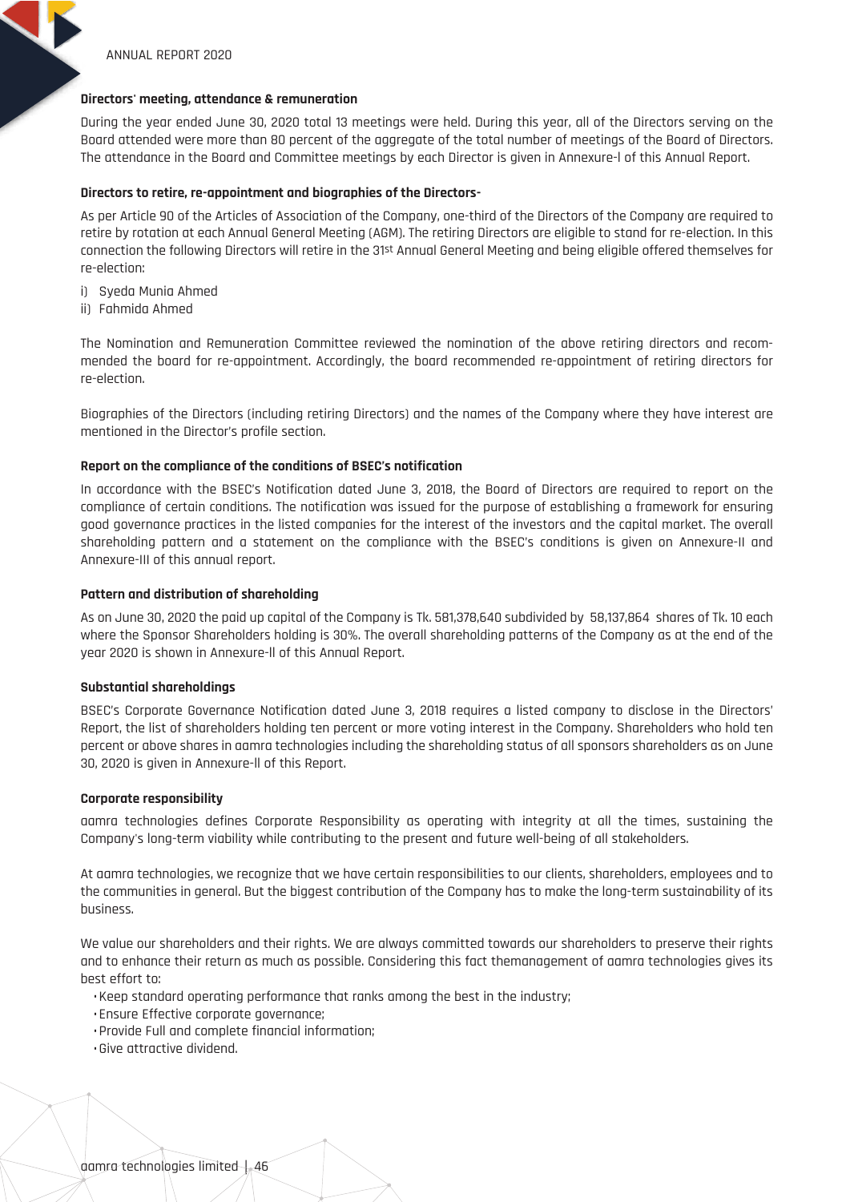### Directors' meeting, attendance & remuneration

During the year ended June 30, 2020 total 13 meetings were held. During this year, all of the Directors serving on the Board attended were more than 80 percent of the aggregate of the total number of meetings of the Board of Directors. The attendance in the Board and Committee meetings by each Director is given in Annexure-I of this Annual Report.

### Directors to retire, re-appointment and biographies of the Directors-

As per Article 90 of the Articles of Association of the Company, one-third of the Directors of the Company are required to retire by rotation at each Annual General Meeting (AGM). The retiring Directors are eligible to stand for re-election. In this connection the following Directors will retire in the 31st Annual General Meeting and being eligible offered themselves for re-election:

i) Syeda Munia Ahmed
ii) Fahmida Ahmed

The Nomination and Remuneration Committee reviewed the nomination of the above retiring directors and recommended the board for re-appointment. Accordingly, the board recommended re-appointment of retiring directors for re-election.

Biographies of the Directors (including retiring Directors) and the names of the Company where they have interest are mentioned in the Director's profile section.

### Report on the compliance of the conditions of BSEC's notification

In accordance with the BSEC's Notification dated June 3, 2018, the Board of Directors are required to report on the compliance of certain conditions. The notification was issued for the purpose of establishing a framework for ensuring good governance practices in the listed companies for the interest of the investors and the capital market. The overall shareholding pattern and a statement on the compliance with the BSEC's conditions is given on Annexure-II and Annexure-III of this annual report.

### Pattern and distribution of shareholding

As on June 30, 2020 the paid up capital of the Company is Tk. 581,378,640 subdivided by 58,137,864 shares of Tk. 10 each where the Sponsor Shareholders holding is 30%. The overall shareholding patterns of the Company as at the end of the year 2020 is shown in Annexure-II of this Annual Report.

### Substantial shareholdings

BSEC's Corporate Governance Notification dated June 3, 2018 requires a listed company to disclose in the Directors' Report, the list of shareholders holding ten percent or more voting interest in the Company. Shareholders who hold ten percent or above shares in aamra technologies including the shareholding status of all sponsors shareholders as on June 30, 2020 is given in Annexure-II of this Report.

### Corporate responsibility

aamra technologies defines Corporate Responsibility as operating with integrity at all the times, sustaining the Company's long-term viability while contributing to the present and future well-being of all stakeholders.

At aamra technologies, we recognize that we have certain responsibilities to our clients, shareholders, employees and to the communities in general. But the biggest contribution of the Company has to make the long-term sustainability of its business.

We value our shareholders and their rights. We are always committed towards our shareholders to preserve their rights and to enhance their return as much as possible. Considering this fact themanagement of aamra technologies gives its best effort to:

- Keep standard operating performance that ranks among the best in the industry;
- Ensure Effective corporate governance;
- Provide Full and complete financial information;
- Give attractive dividend.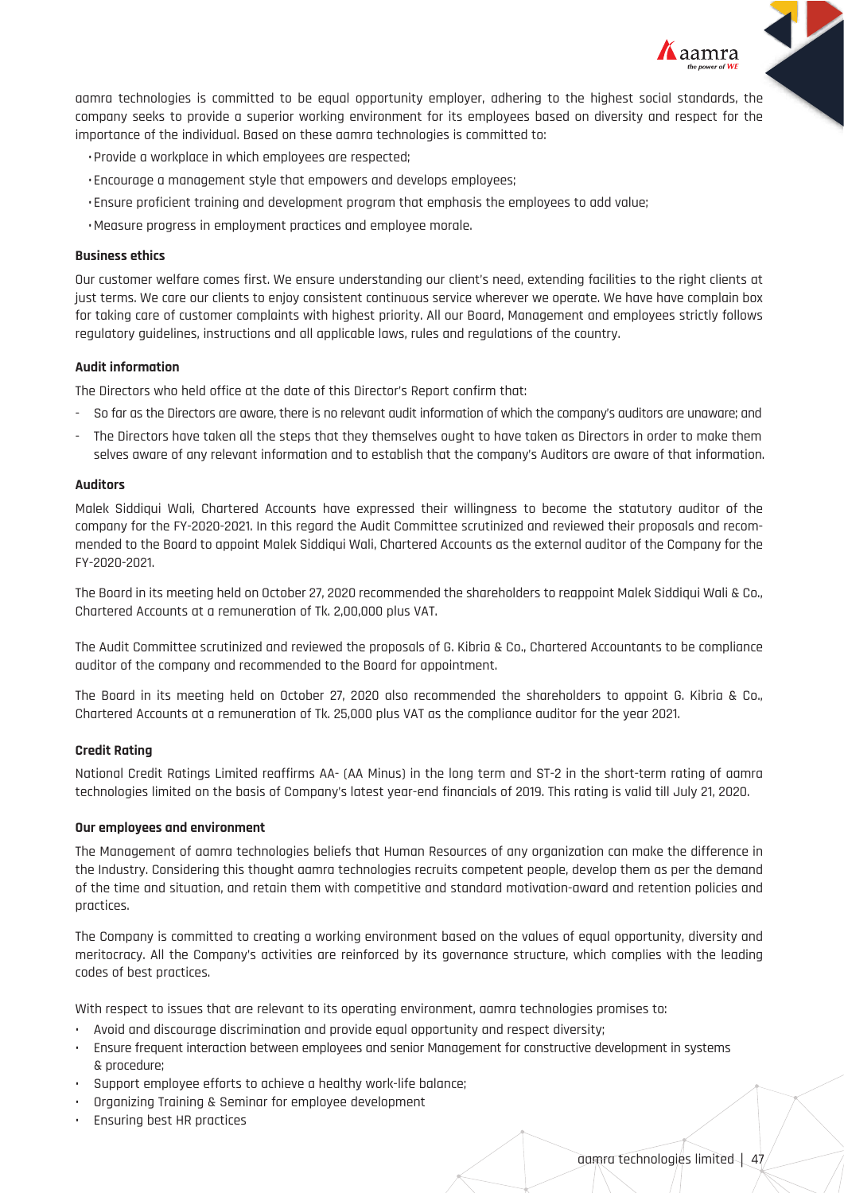aamra technologies is committed to be equal opportunity employer, adhering to the highest social standards, the company seeks to provide a superior working environment for its employees based on diversity and respect for the importance of the individual. Based on these aamra technologies is committed to:

- Provide a workplace in which employees are respected;
- Encourage a management style that empowers and develops employees;
- Ensure proficient training and development program that emphasis the employees to add value;
- Measure progress in employment practices and employee morale.

**Business ethics**

Our customer welfare comes first. We ensure understanding our client's need, extending facilities to the right clients at just terms. We care our clients to enjoy consistent continuous service wherever we operate. We have have complain box for taking care of customer complaints with highest priority. All our Board, Management and employees strictly follows regulatory guidelines, instructions and all applicable laws, rules and regulations of the country.

**Audit information**

The Directors who held office at the date of this Director's Report confirm that:

- So far as the Directors are aware, there is no relevant audit information of which the company's auditors are unaware; and
- The Directors have taken all the steps that they themselves ought to have taken as Directors in order to make them selves aware of any relevant information and to establish that the company's Auditors are aware of that information.

**Auditors**

Malek Siddiqui Wali, Chartered Accounts have expressed their willingness to become the statutory auditor of the company for the FY-2020-2021. In this regard the Audit Committee scrutinized and reviewed their proposals and recommended to the Board to appoint Malek Siddiqui Wali, Chartered Accounts as the external auditor of the Company for the FY-2020-2021.

The Board in its meeting held on October 27, 2020 recommended the shareholders to reappoint Malek Siddiqui Wali & Co., Chartered Accounts at a remuneration of Tk. 2,00,000 plus VAT.

The Audit Committee scrutinized and reviewed the proposals of G. Kibria & Co., Chartered Accountants to be compliance auditor of the company and recommended to the Board for appointment.

The Board in its meeting held on October 27, 2020 also recommended the shareholders to appoint G. Kibria & Co., Chartered Accounts at a remuneration of Tk. 25,000 plus VAT as the compliance auditor for the year 2021.

**Credit Rating**

National Credit Ratings Limited reaffirms AA- (AA Minus) in the long term and ST-2 in the short-term rating of aamra technologies limited on the basis of Company's latest year-end financials of 2019. This rating is valid till July 21, 2020.

**Our employees and environment**

The Management of aamra technologies beliefs that Human Resources of any organization can make the difference in the Industry. Considering this thought aamra technologies recruits competent people, develop them as per the demand of the time and situation, and retain them with competitive and standard motivation-award and retention policies and practices.

The Company is committed to creating a working environment based on the values of equal opportunity, diversity and meritocracy. All the Company's activities are reinforced by its governance structure, which complies with the leading codes of best practices.

With respect to issues that are relevant to its operating environment, aamra technologies promises to:

- Avoid and discourage discrimination and provide equal opportunity and respect diversity;
- Ensure frequent interaction between employees and senior Management for constructive development in systems & procedure;
- Support employee efforts to achieve a healthy work-life balance;
- Organizing Training & Seminar for employee development
- Ensuring best HR practices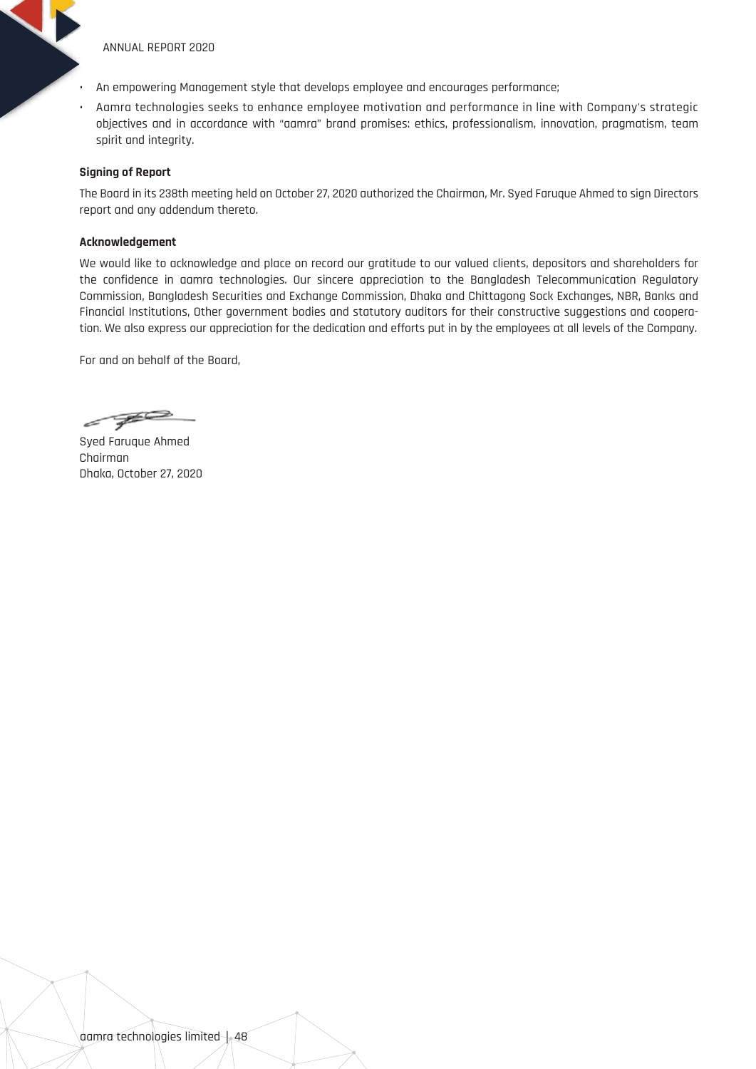- An empowering Management style that develops employee and encourages performance;
- Aamra technologies seeks to enhance employee motivation and performance in line with Company's strategic objectives and in accordance with "aamra" brand promises: ethics, professionalism, innovation, pragmatism, team spirit and integrity.

**Signing of Report**

The Board in its 238th meeting held on October 27, 2020 authorized the Chairman, Mr. Syed Faruque Ahmed to sign Directors report and any addendum thereto.

**Acknowledgement**

We would like to acknowledge and place on record our gratitude to our valued clients, depositors and shareholders for the confidence in aamra technologies. Our sincere appreciation to the Bangladesh Telecommunication Regulatory Commission, Bangladesh Securities and Exchange Commission, Dhaka and Chittagong Sock Exchanges, NBR, Banks and Financial Institutions, Other government bodies and statutory auditors for their constructive suggestions and cooperation. We also express our appreciation for the dedication and efforts put in by the employees at all levels of the Company.

For and on behalf of the Board,

Syed Faruque Ahmed
Chairman
Dhaka, October 27, 2020